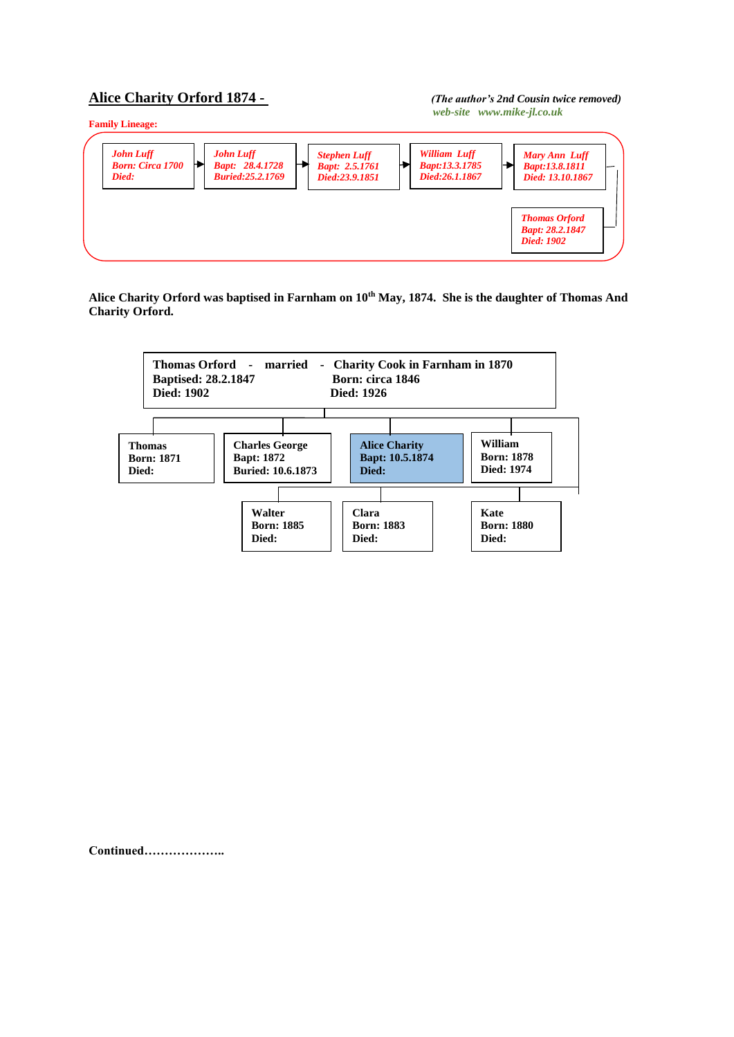# Alice Charity Orford 1874 -

*(The author's 2nd Cousin twice removed)*
*web-site www.mike-jl.co.uk*

**Family Lineage:**

*John Luff*
*Born: Circa 1700*
*Died:*

→

*John Luff*
*Bapt: 28.4.1728*
*Buried:25.2.1769*

→

*Stephen Luff*
*Bapt: 2.5.1761*
*Died:23.9.1851*

→

*William Luff*
*Bapt:13.3.1785*
*Died:26.1.1867*

→

*Mary Ann Luff*
*Bapt:13.8.1811*
*Died: 13.10.1867*

→

*Thomas Orford*
*Bapt: 28.2.1847*
*Died: 1902*

**Alice Charity Orford was baptised in Farnham on 10th May, 1874. She is the daughter of Thomas And Charity Orford.**

**Thomas Orford - married - Charity Cook in Farnham in 1870**
**Baptised: 28.2.1847** / **Born: circa 1846**
**Died: 1902** / **Died: 1926**

Children:

**Thomas**
**Born: 1871**
**Died:**

**Charles George**
**Bapt: 1872**
**Buried: 10.6.1873**

**Alice Charity**
**Bapt: 10.5.1874**
**Died:**

**William**
**Born: 1878**
**Died: 1974**

**Walter**
**Born: 1885**
**Died:**

**Clara**
**Born: 1883**
**Died:**

**Kate**
**Born: 1880**
**Died:**

**Continued………………..**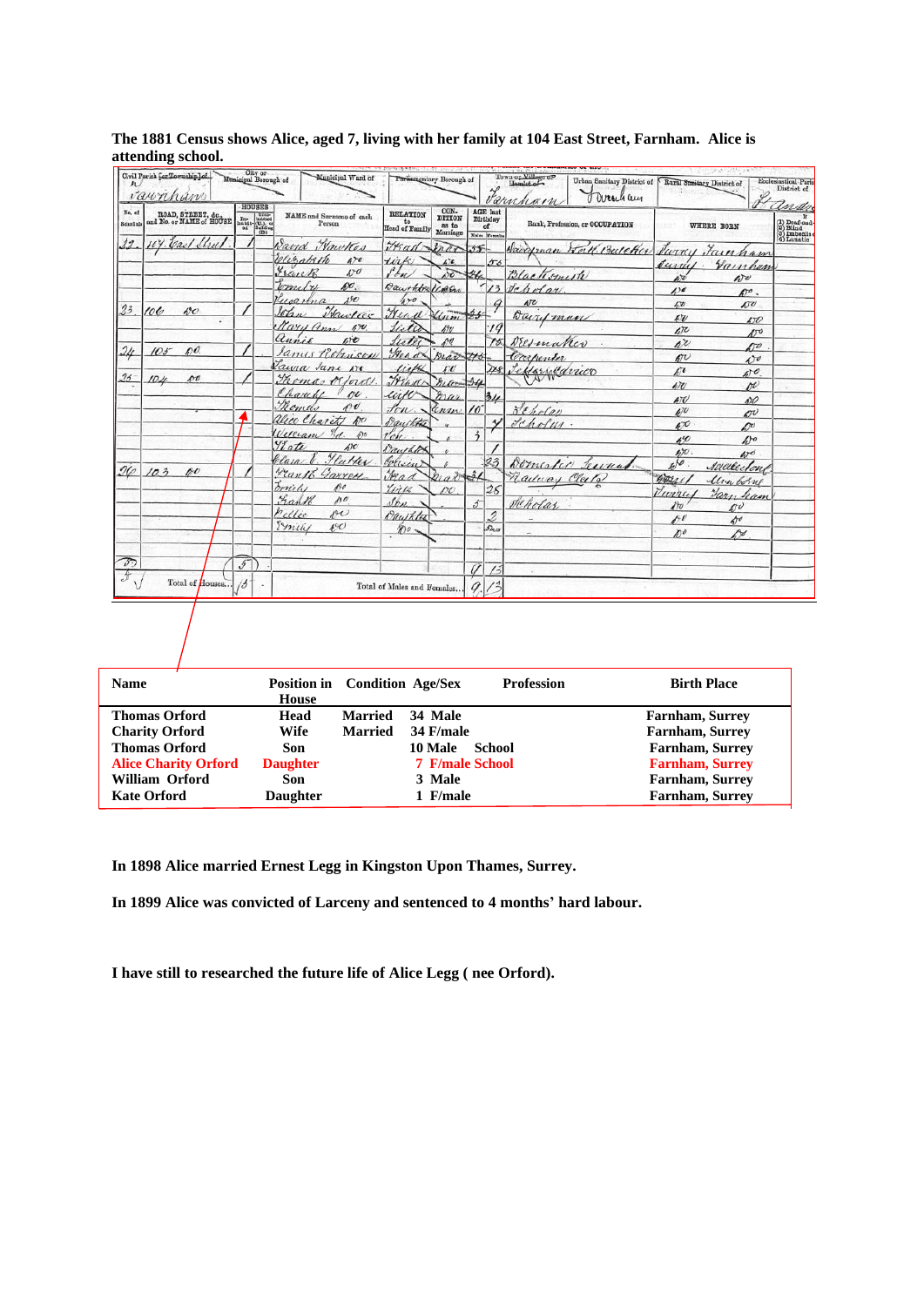**The 1881 Census shows Alice, aged 7, living with her family at 104 East Street, Farnham. Alice is attending school.**

| Name | Position in House | Condition | Age/Sex | Profession | Birth Place |
|---|---|---|---|---|---|
| Thomas Orford | Head | Married | 34 Male | | Farnham, Surrey |
| Charity Orford | Wife | Married | 34 F/male | | Farnham, Surrey |
| Thomas Orford | Son | | 10 Male | School | Farnham, Surrey |
| Alice Charity Orford | Daughter | | 7 F/male | School | Farnham, Surrey |
| William Orford | Son | | 3 Male | | Farnham, Surrey |
| Kate Orford | Daughter | | 1 F/male | | Farnham, Surrey |

**In 1898 Alice married Ernest Legg in Kingston Upon Thames, Surrey.**

**In 1899 Alice was convicted of Larceny and sentenced to 4 months' hard labour.**

**I have still to researched the future life of Alice Legg ( nee Orford).**